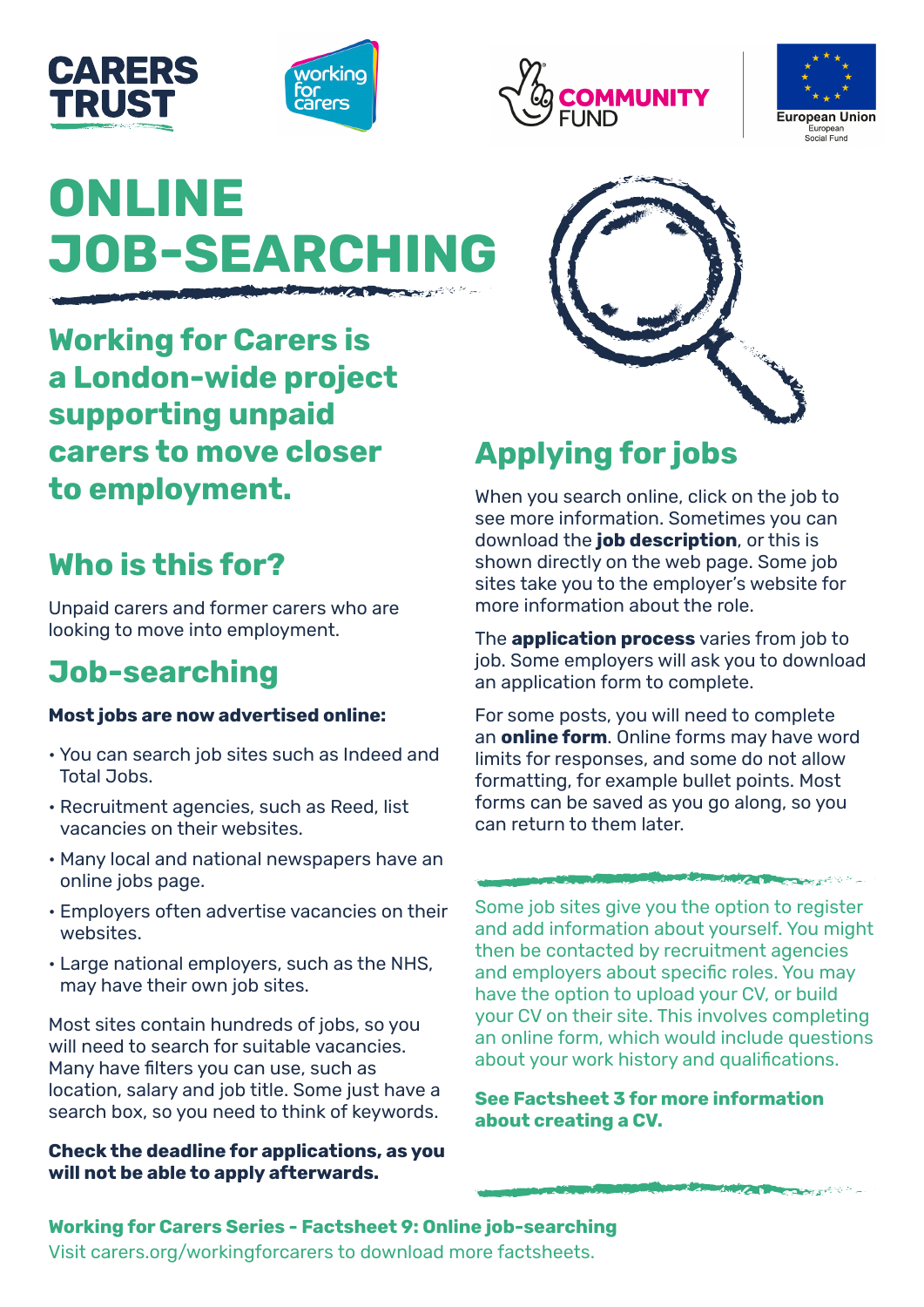# ONLINE JOB-SEARCHING

## Working for Carers is a London-wide project supporting unpaid carers to move closer to employment.

## Who is this for?

Unpaid carers and former carers who are looking to move into employment.

## Job-searching

**Most jobs are now advertised online:**

- You can search job sites such as Indeed and Total Jobs.
- Recruitment agencies, such as Reed, list vacancies on their websites.
- Many local and national newspapers have an online jobs page.
- Employers often advertise vacancies on their websites.
- Large national employers, such as the NHS, may have their own job sites.

Most sites contain hundreds of jobs, so you will need to search for suitable vacancies. Many have filters you can use, such as location, salary and job title. Some just have a search box, so you need to think of keywords.

**Check the deadline for applications, as you will not be able to apply afterwards.**

## Applying for jobs

When you search online, click on the job to see more information. Sometimes you can download the **job description**, or this is shown directly on the web page. Some job sites take you to the employer's website for more information about the role.

The **application process** varies from job to job. Some employers will ask you to download an application form to complete.

For some posts, you will need to complete an **online form**. Online forms may have word limits for responses, and some do not allow formatting, for example bullet points. Most forms can be saved as you go along, so you can return to them later.

Some job sites give you the option to register and add information about yourself. You might then be contacted by recruitment agencies and employers about specific roles. You may have the option to upload your CV, or build your CV on their site. This involves completing an online form, which would include questions about your work history and qualifications.

**See Factsheet 3 for more information about creating a CV.**

**Working for Carers Series - Factsheet 9: Online job-searching**
Visit carers.org/workingforcarers to download more factsheets.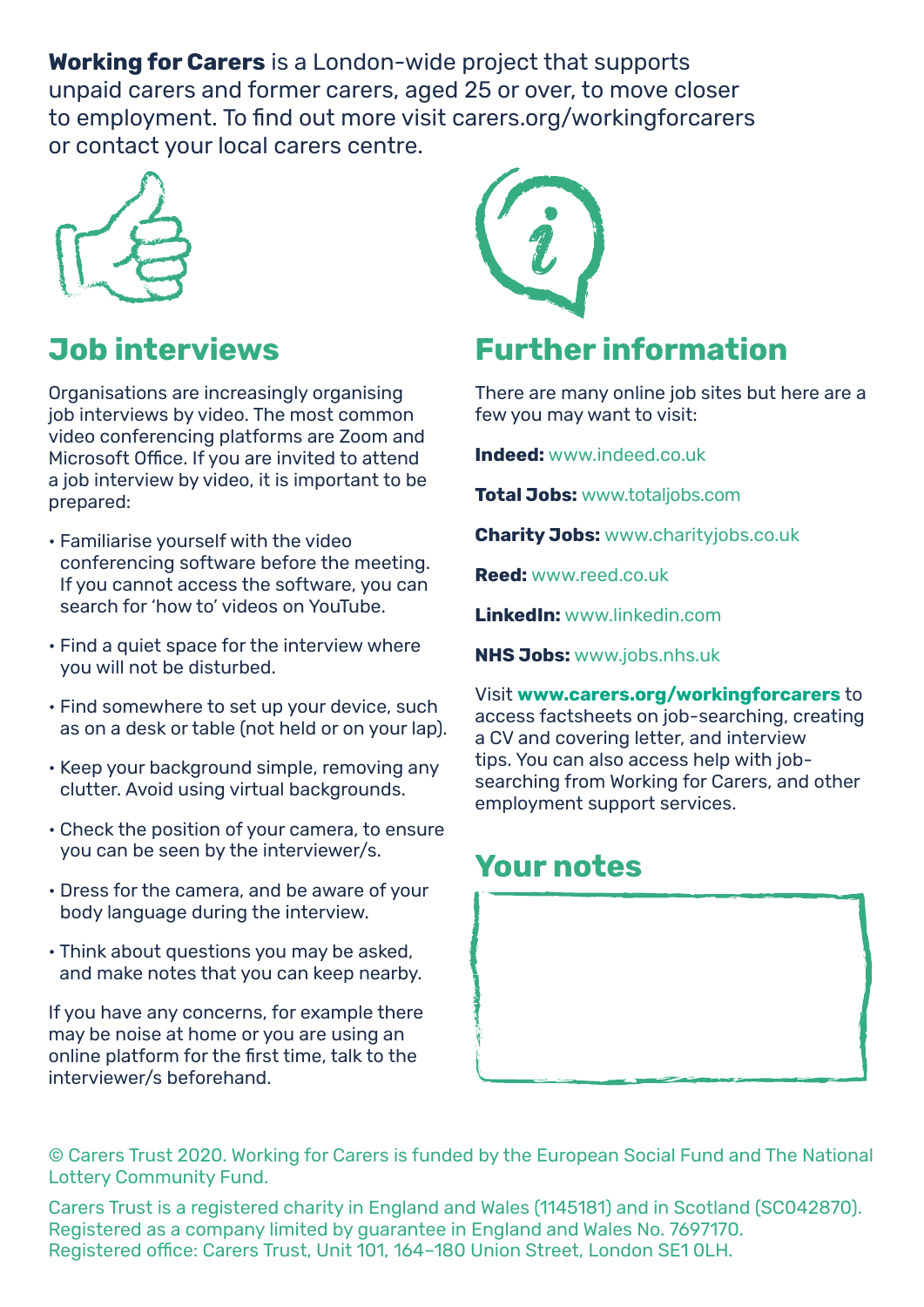**Working for Carers** is a London-wide project that supports unpaid carers and former carers, aged 25 or over, to move closer to employment. To find out more visit carers.org/workingforcarers or contact your local carers centre.

## Job interviews

Organisations are increasingly organising job interviews by video. The most common video conferencing platforms are Zoom and Microsoft Office. If you are invited to attend a job interview by video, it is important to be prepared:

- Familiarise yourself with the video conferencing software before the meeting. If you cannot access the software, you can search for 'how to' videos on YouTube.
- Find a quiet space for the interview where you will not be disturbed.
- Find somewhere to set up your device, such as on a desk or table (not held or on your lap).
- Keep your background simple, removing any clutter. Avoid using virtual backgrounds.
- Check the position of your camera, to ensure you can be seen by the interviewer/s.
- Dress for the camera, and be aware of your body language during the interview.
- Think about questions you may be asked, and make notes that you can keep nearby.

If you have any concerns, for example there may be noise at home or you are using an online platform for the first time, talk to the interviewer/s beforehand.

## Further information

There are many online job sites but here are a few you may want to visit:

**Indeed:** www.indeed.co.uk

**Total Jobs:** www.totaljobs.com

**Charity Jobs:** www.charityjobs.co.uk

**Reed:** www.reed.co.uk

**LinkedIn:** www.linkedin.com

**NHS Jobs:** www.jobs.nhs.uk

Visit **www.carers.org/workingforcarers** to access factsheets on job-searching, creating a CV and covering letter, and interview tips. You can also access help with job-searching from Working for Carers, and other employment support services.

## Your notes

© Carers Trust 2020. Working for Carers is funded by the European Social Fund and The National Lottery Community Fund.

Carers Trust is a registered charity in England and Wales (1145181) and in Scotland (SC042870). Registered as a company limited by guarantee in England and Wales No. 7697170. Registered office: Carers Trust, Unit 101, 164–180 Union Street, London SE1 0LH.